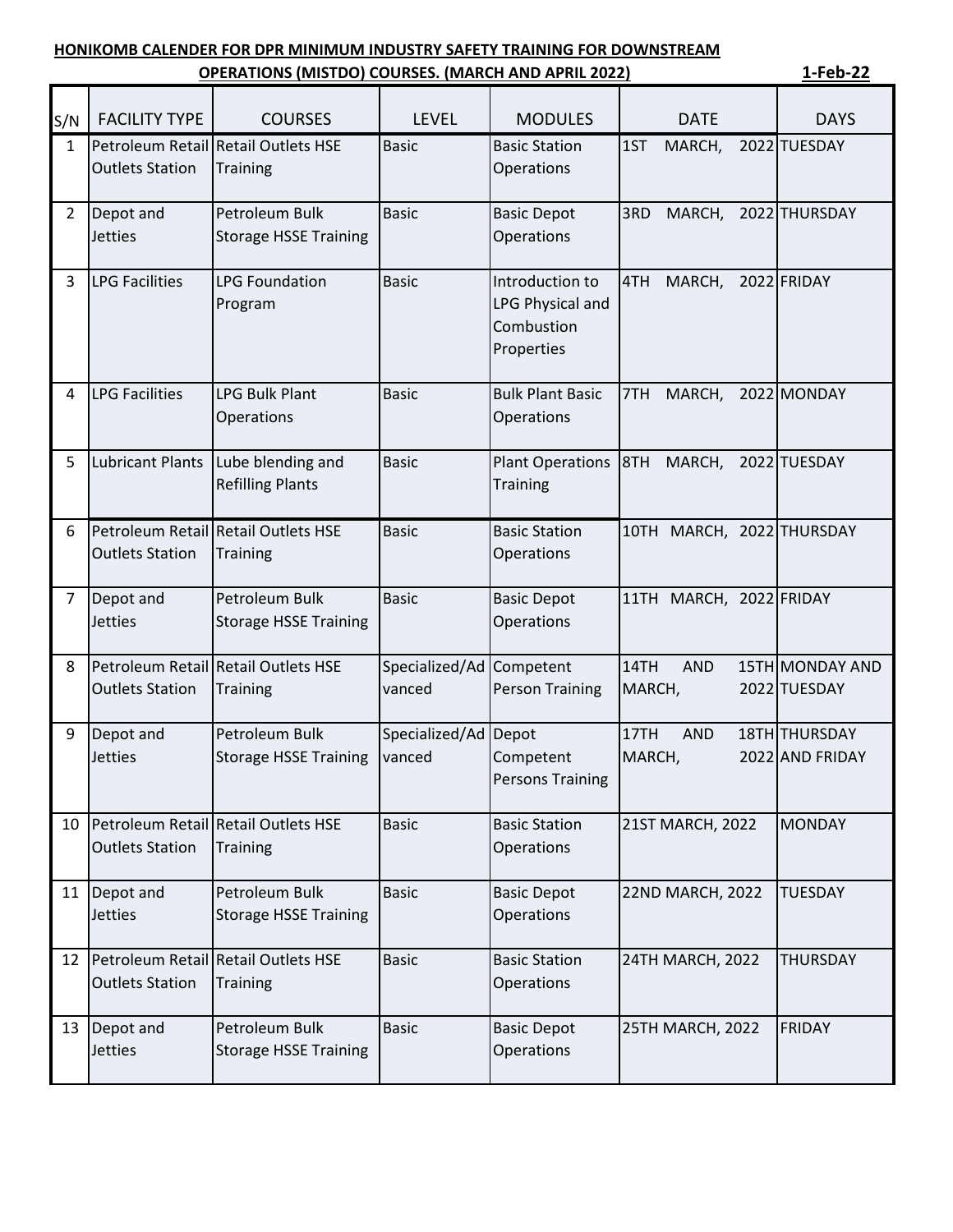**HONIKOMB CALENDER FOR DPR MINIMUM INDUSTRY SAFETY TRAINING FOR DOWNSTREAM OPERATIONS (MISTDO) COURSES. (MARCH AND APRIL 2022)**

**1-Feb-22**

| S/N | FACILITY TYPE | COURSES | LEVEL | MODULES | DATE | DAYS |
|---|---|---|---|---|---|---|
| 1 | Petroleum Retail Outlets Station | Retail Outlets HSE Training | Basic | Basic Station Operations | 1ST MARCH, 2022 | TUESDAY |
| 2 | Depot and Jetties | Petroleum Bulk Storage HSSE Training | Basic | Basic Depot Operations | 3RD MARCH, 2022 | THURSDAY |
| 3 | LPG Facilities | LPG Foundation Program | Basic | Introduction to LPG Physical and Combustion Properties | 4TH MARCH, 2022 | FRIDAY |
| 4 | LPG Facilities | LPG Bulk Plant Operations | Basic | Bulk Plant Basic Operations | 7TH MARCH, 2022 | MONDAY |
| 5 | Lubricant Plants | Lube blending and Refilling Plants | Basic | Plant Operations Training | 8TH MARCH, 2022 | TUESDAY |
| 6 | Petroleum Retail Outlets Station | Retail Outlets HSE Training | Basic | Basic Station Operations | 10TH MARCH, 2022 | THURSDAY |
| 7 | Depot and Jetties | Petroleum Bulk Storage HSSE Training | Basic | Basic Depot Operations | 11TH MARCH, 2022 | FRIDAY |
| 8 | Petroleum Retail Outlets Station | Retail Outlets HSE Training | Specialized/Advanced | Competent Person Training | 14TH AND 15TH MARCH, 2022 | MONDAY AND TUESDAY |
| 9 | Depot and Jetties | Petroleum Bulk Storage HSSE Training | Specialized/Advanced | Depot Competent Persons Training | 17TH AND 18TH MARCH, 2022 | THURSDAY AND FRIDAY |
| 10 | Petroleum Retail Outlets Station | Retail Outlets HSE Training | Basic | Basic Station Operations | 21ST MARCH, 2022 | MONDAY |
| 11 | Depot and Jetties | Petroleum Bulk Storage HSSE Training | Basic | Basic Depot Operations | 22ND MARCH, 2022 | TUESDAY |
| 12 | Petroleum Retail Outlets Station | Retail Outlets HSE Training | Basic | Basic Station Operations | 24TH MARCH, 2022 | THURSDAY |
| 13 | Depot and Jetties | Petroleum Bulk Storage HSSE Training | Basic | Basic Depot Operations | 25TH MARCH, 2022 | FRIDAY |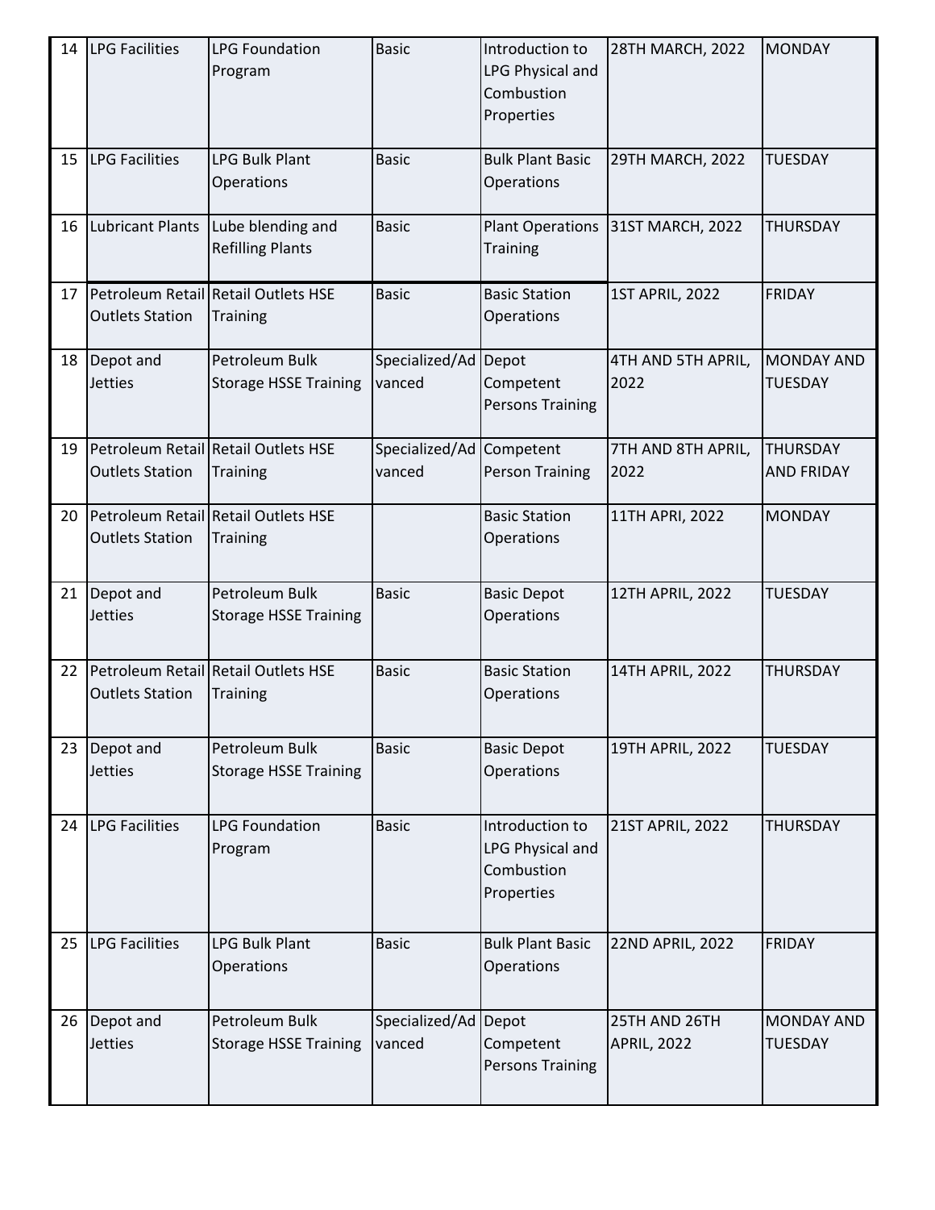| 14 | LPG Facilities | LPG Foundation Program | Basic | Introduction to LPG Physical and Combustion Properties | 28TH MARCH, 2022 | MONDAY |
|---|---|---|---|---|---|---|
| 15 | LPG Facilities | LPG Bulk Plant Operations | Basic | Bulk Plant Basic Operations | 29TH MARCH, 2022 | TUESDAY |
| 16 | Lubricant Plants | Lube blending and Refilling Plants | Basic | Plant Operations Training | 31ST MARCH, 2022 | THURSDAY |
| 17 | Petroleum Retail Outlets Station | Retail Outlets HSE Training | Basic | Basic Station Operations | 1ST APRIL, 2022 | FRIDAY |
| 18 | Depot and Jetties | Petroleum Bulk Storage HSSE Training | Specialized/Advanced | Depot Competent Persons Training | 4TH AND 5TH APRIL, 2022 | MONDAY AND TUESDAY |
| 19 | Petroleum Retail Outlets Station | Retail Outlets HSE Training | Specialized/Advanced | Competent Person Training | 7TH AND 8TH APRIL, 2022 | THURSDAY AND FRIDAY |
| 20 | Petroleum Retail Outlets Station | Retail Outlets HSE Training | | Basic Station Operations | 11TH APRI, 2022 | MONDAY |
| 21 | Depot and Jetties | Petroleum Bulk Storage HSSE Training | Basic | Basic Depot Operations | 12TH APRIL, 2022 | TUESDAY |
| 22 | Petroleum Retail Outlets Station | Retail Outlets HSE Training | Basic | Basic Station Operations | 14TH APRIL, 2022 | THURSDAY |
| 23 | Depot and Jetties | Petroleum Bulk Storage HSSE Training | Basic | Basic Depot Operations | 19TH APRIL, 2022 | TUESDAY |
| 24 | LPG Facilities | LPG Foundation Program | Basic | Introduction to LPG Physical and Combustion Properties | 21ST APRIL, 2022 | THURSDAY |
| 25 | LPG Facilities | LPG Bulk Plant Operations | Basic | Bulk Plant Basic Operations | 22ND APRIL, 2022 | FRIDAY |
| 26 | Depot and Jetties | Petroleum Bulk Storage HSSE Training | Specialized/Advanced | Depot Competent Persons Training | 25TH AND 26TH APRIL, 2022 | MONDAY AND TUESDAY |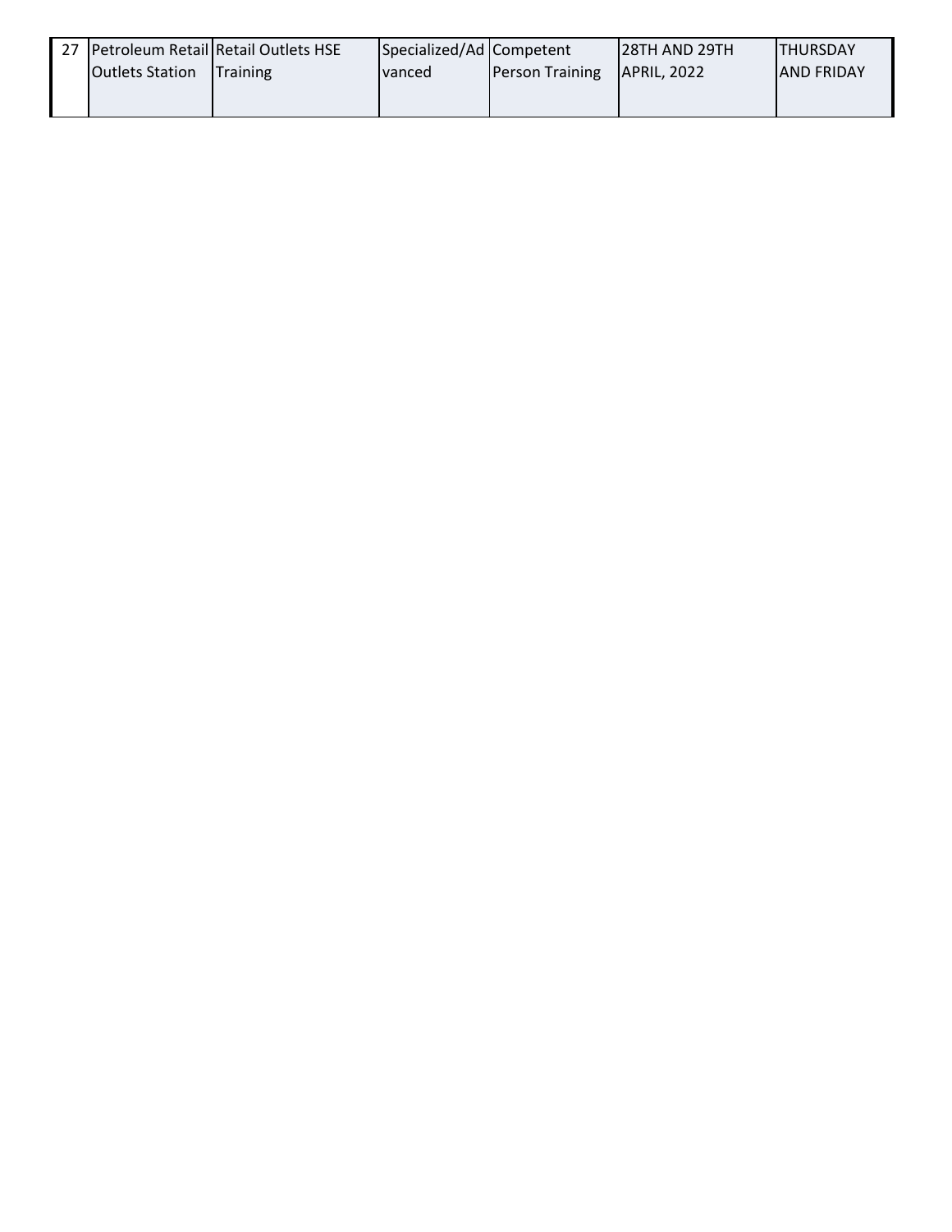| | | | | | | |
|---|---|---|---|---|---|---|
| 27 | Petroleum Retail Outlets Station | Retail Outlets HSE Training | Specialized/Advanced | Competent Person Training | 28TH AND 29TH APRIL, 2022 | THURSDAY AND FRIDAY |